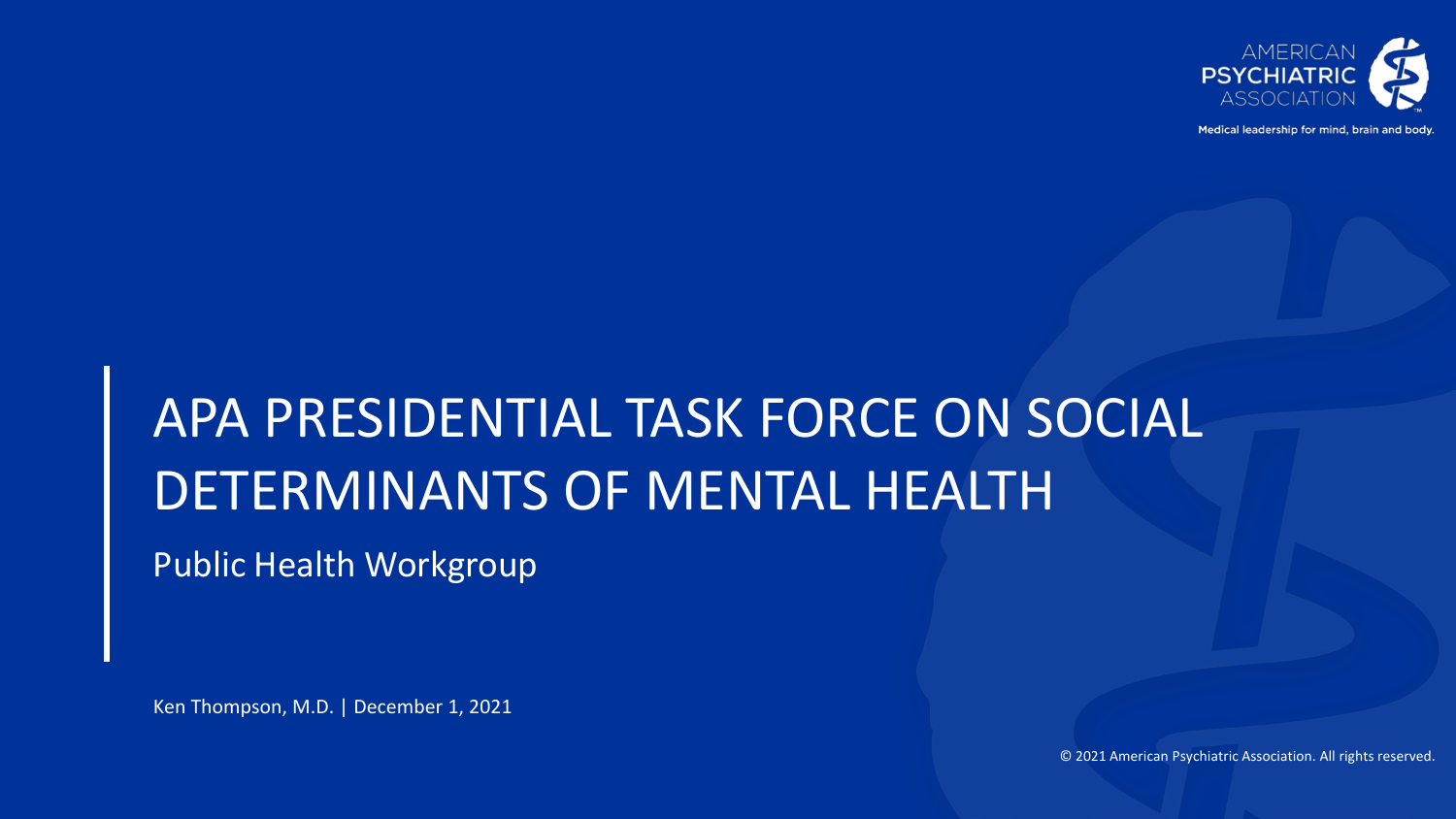AMERICAN PSYCHIATRIC ASSOCIATION

Medical leadership for mind, brain and body.

# APA PRESIDENTIAL TASK FORCE ON SOCIAL DETERMINANTS OF MENTAL HEALTH

## Public Health Workgroup

Ken Thompson, M.D. | December 1, 2021

© 2021 American Psychiatric Association. All rights reserved.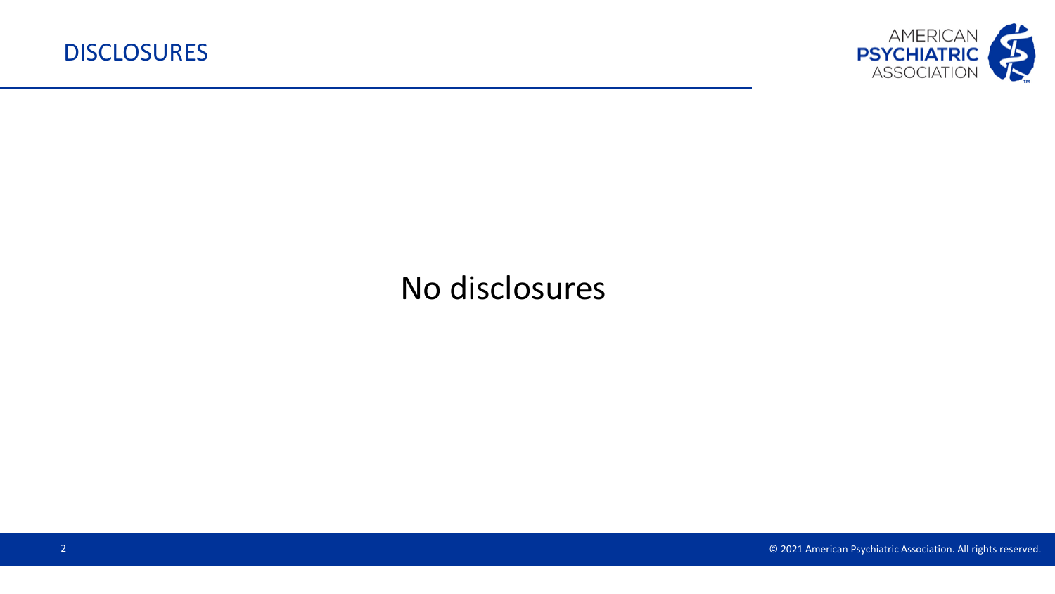# DISCLOSURES

No disclosures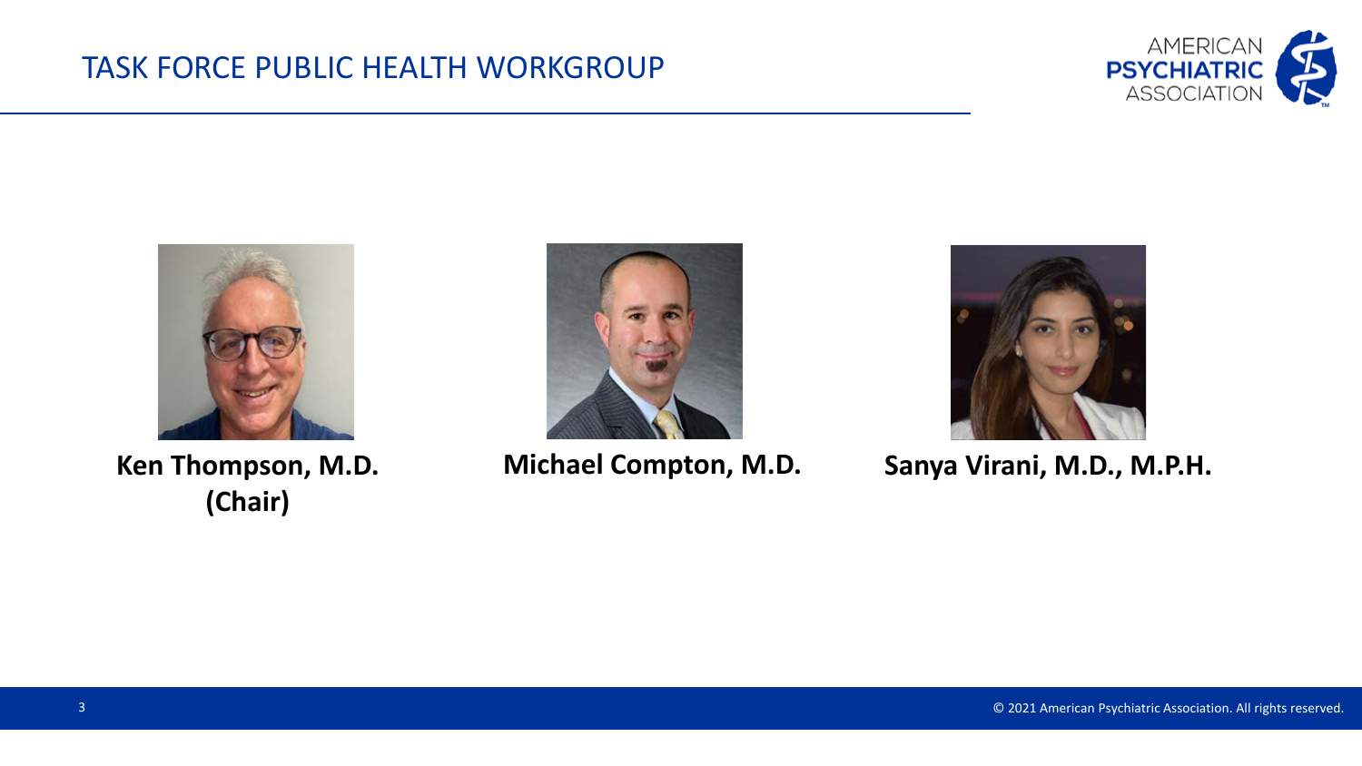# TASK FORCE PUBLIC HEALTH WORKGROUP

**Ken Thompson, M.D. (Chair)**

**Michael Compton, M.D.**

**Sanya Virani, M.D., M.P.H.**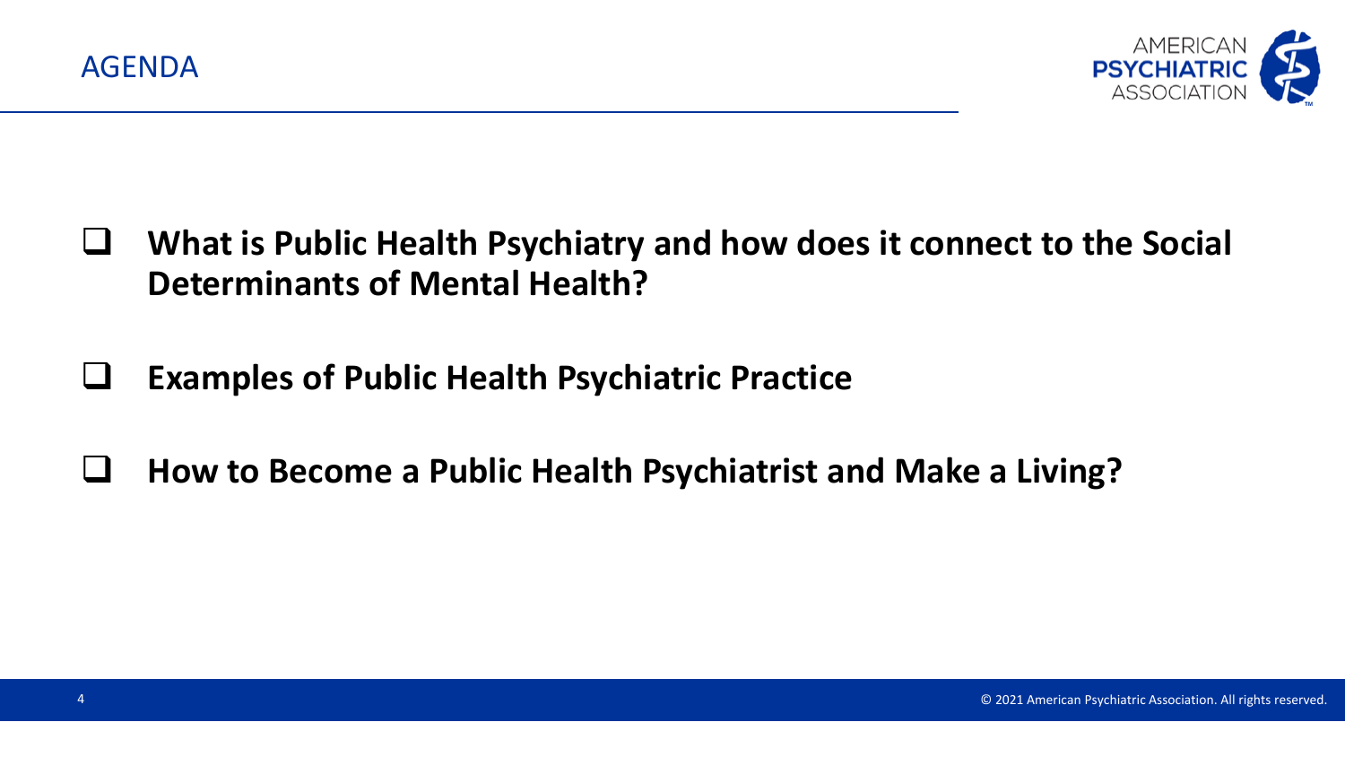# AGENDA

- **What is Public Health Psychiatry and how does it connect to the Social Determinants of Mental Health?**
- **Examples of Public Health Psychiatric Practice**
- **How to Become a Public Health Psychiatrist and Make a Living?**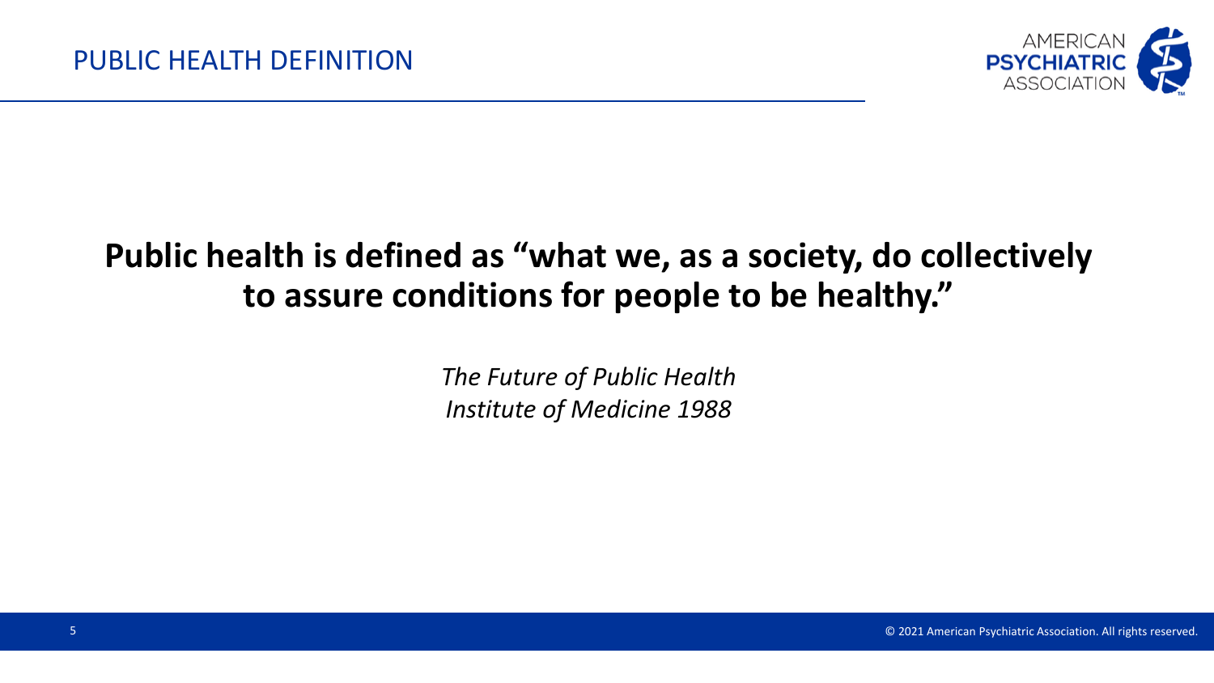# PUBLIC HEALTH DEFINITION

**Public health is defined as "what we, as a society, do collectively to assure conditions for people to be healthy."**

*The Future of Public Health*
*Institute of Medicine 1988*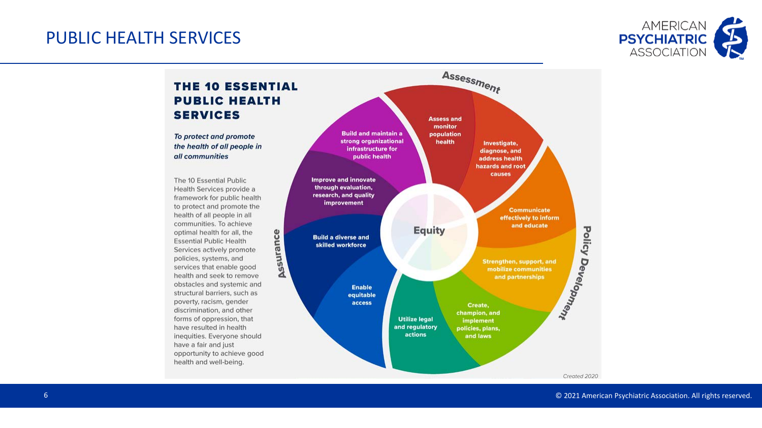# PUBLIC HEALTH SERVICES

## THE 10 ESSENTIAL PUBLIC HEALTH SERVICES

*To protect and promote the health of all people in all communities*

The 10 Essential Public Health Services provide a framework for public health to protect and promote the health of all people in all communities. To achieve optimal health for all, the Essential Public Health Services actively promote policies, systems, and services that enable good health and seek to remove obstacles and systemic and structural barriers, such as poverty, racism, gender discrimination, and other forms of oppression, that have resulted in health inequities. Everyone should have a fair and just opportunity to achieve good health and well-being.

**Equity**

**Assessment**

- Assess and monitor population health
- Investigate, diagnose, and address health hazards and root causes

**Policy Development**

- Communicate effectively to inform and educate
- Strengthen, support, and mobilize communities and partnerships
- Create, champion, and implement policies, plans, and laws

**Assurance**

- Utilize legal and regulatory actions
- Enable equitable access
- Build a diverse and skilled workforce
- Improve and innovate through evaluation, research, and quality improvement
- Build and maintain a strong organizational infrastructure for public health

*Created 2020*

© 2021 American Psychiatric Association. All rights reserved.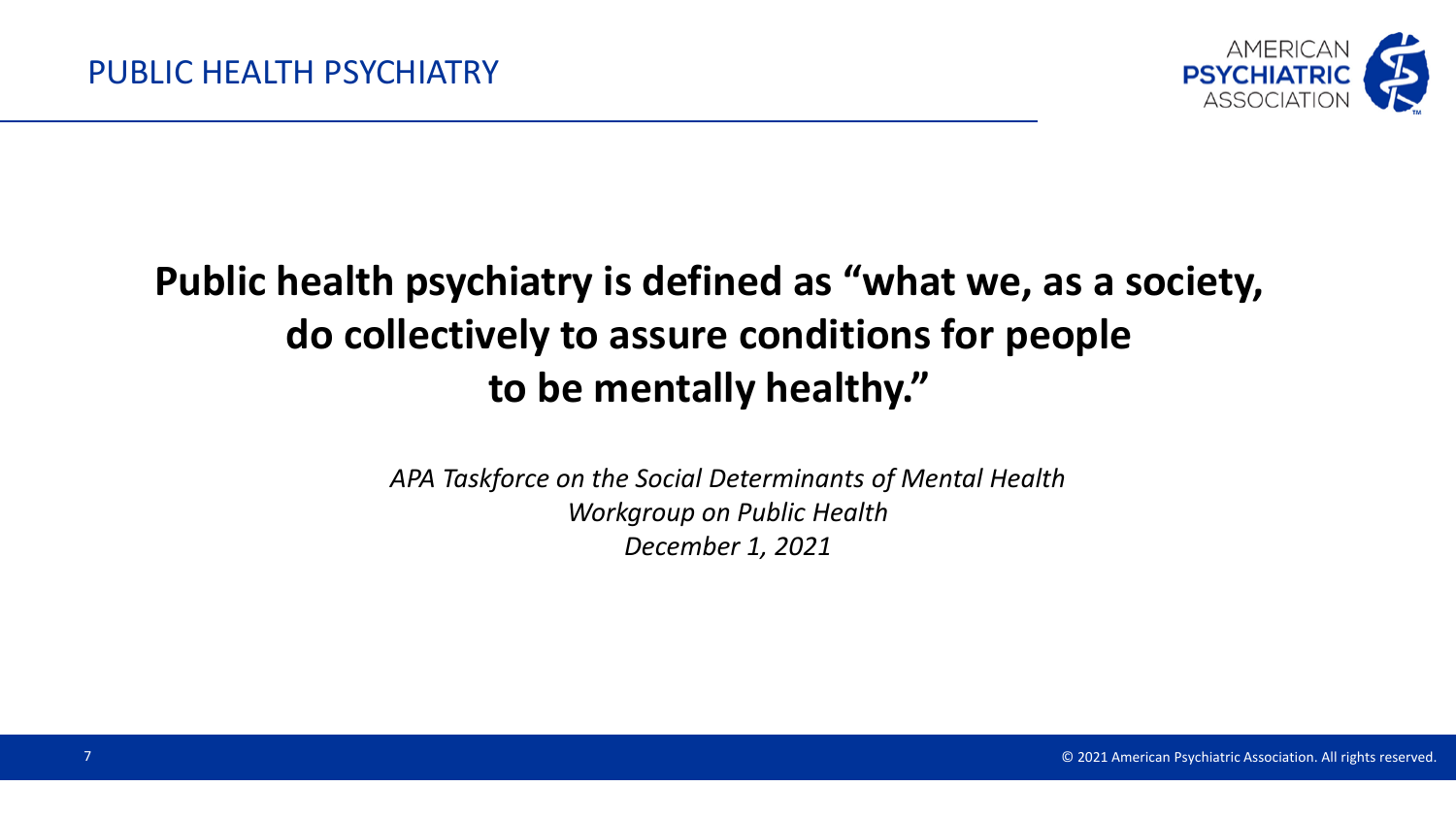## PUBLIC HEALTH PSYCHIATRY

**Public health psychiatry is defined as "what we, as a society, do collectively to assure conditions for people to be mentally healthy."**

*APA Taskforce on the Social Determinants of Mental Health*
*Workgroup on Public Health*
*December 1, 2021*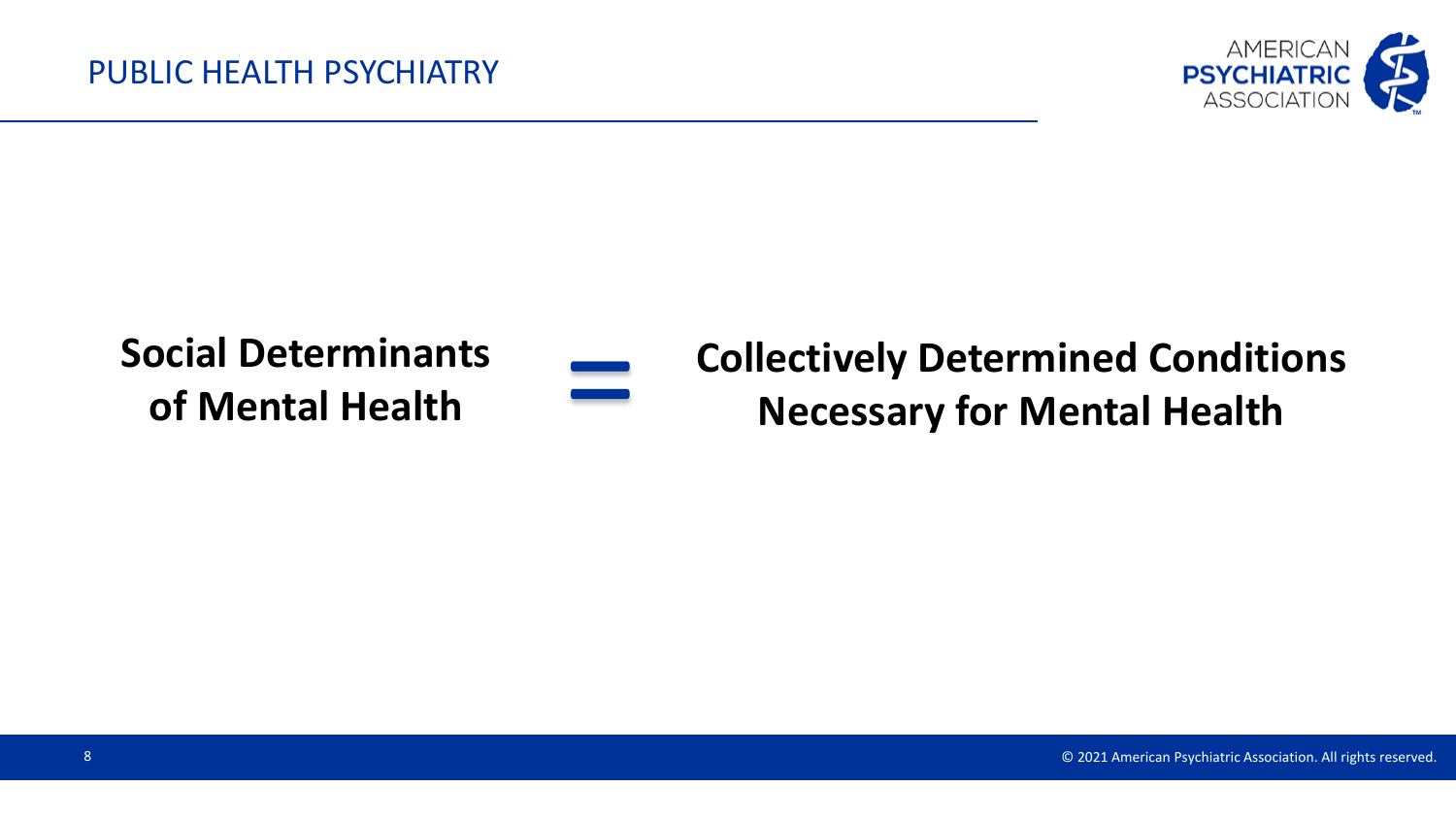**Social Determinants of Mental Health** = **Collectively Determined Conditions Necessary for Mental Health**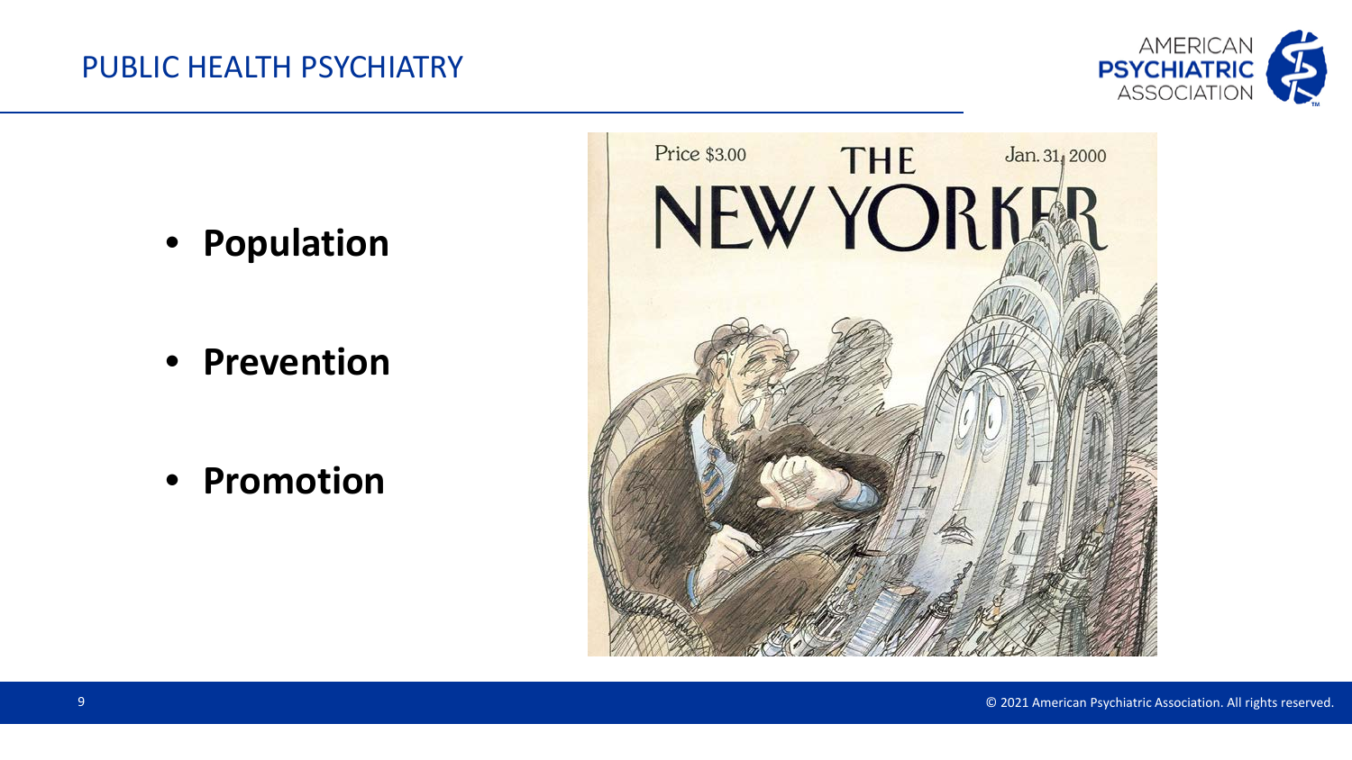- **Population**
- **Prevention**
- **Promotion**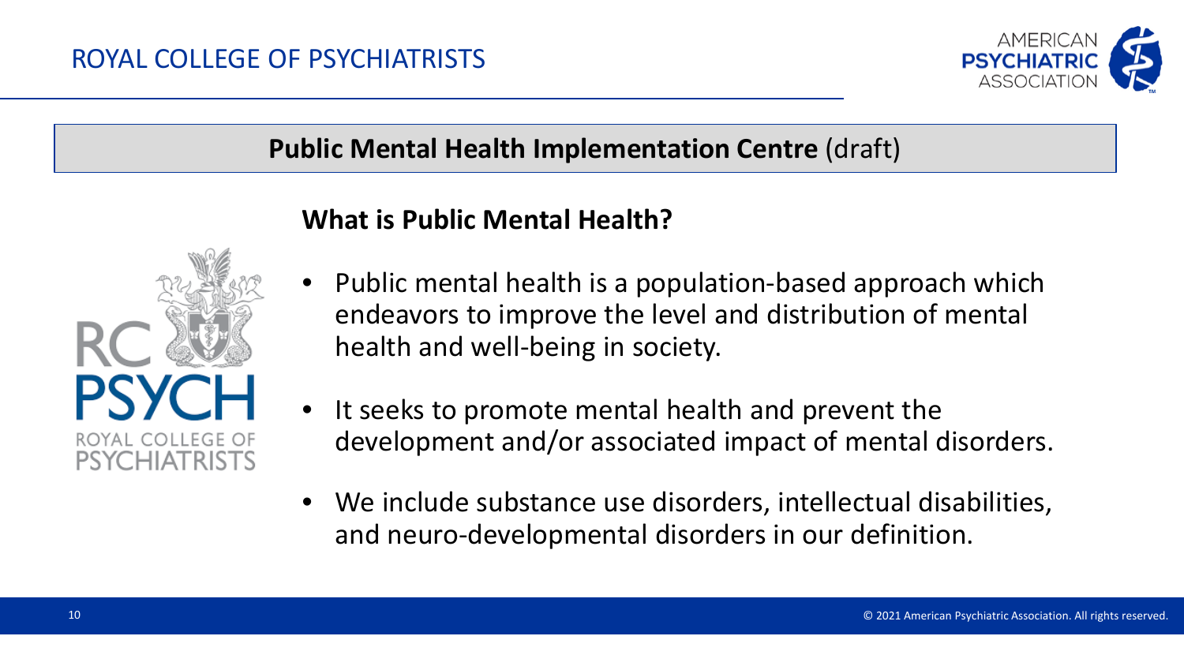ROYAL COLLEGE OF PSYCHIATRISTS

## Public Mental Health Implementation Centre (draft)

### What is Public Mental Health?

- Public mental health is a population-based approach which endeavors to improve the level and distribution of mental health and well-being in society.
- It seeks to promote mental health and prevent the development and/or associated impact of mental disorders.
- We include substance use disorders, intellectual disabilities, and neuro-developmental disorders in our definition.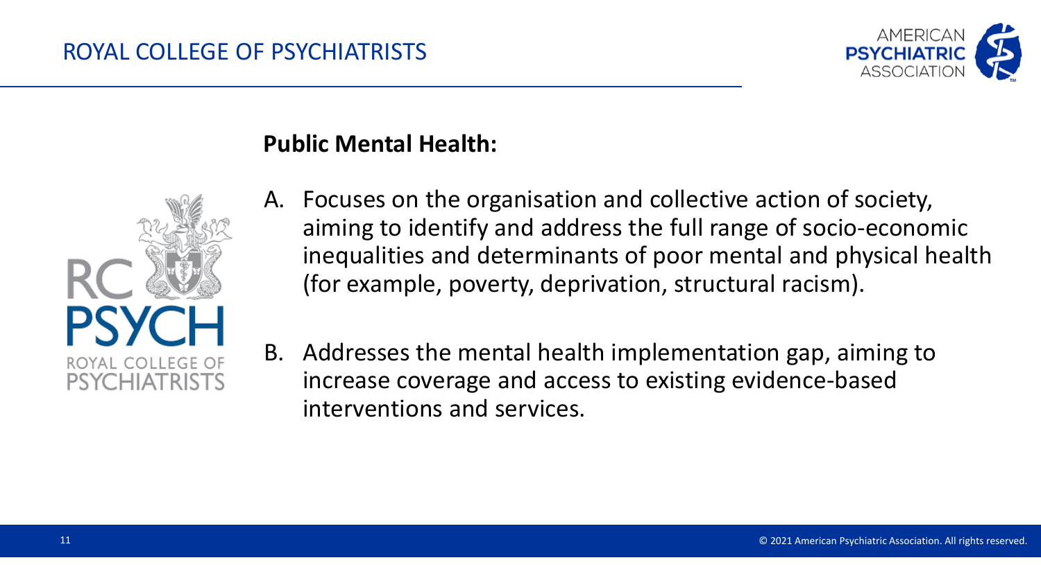# ROYAL COLLEGE OF PSYCHIATRISTS

**Public Mental Health:**

A. Focuses on the organisation and collective action of society, aiming to identify and address the full range of socio-economic inequalities and determinants of poor mental and physical health (for example, poverty, deprivation, structural racism).

B. Addresses the mental health implementation gap, aiming to increase coverage and access to existing evidence-based interventions and services.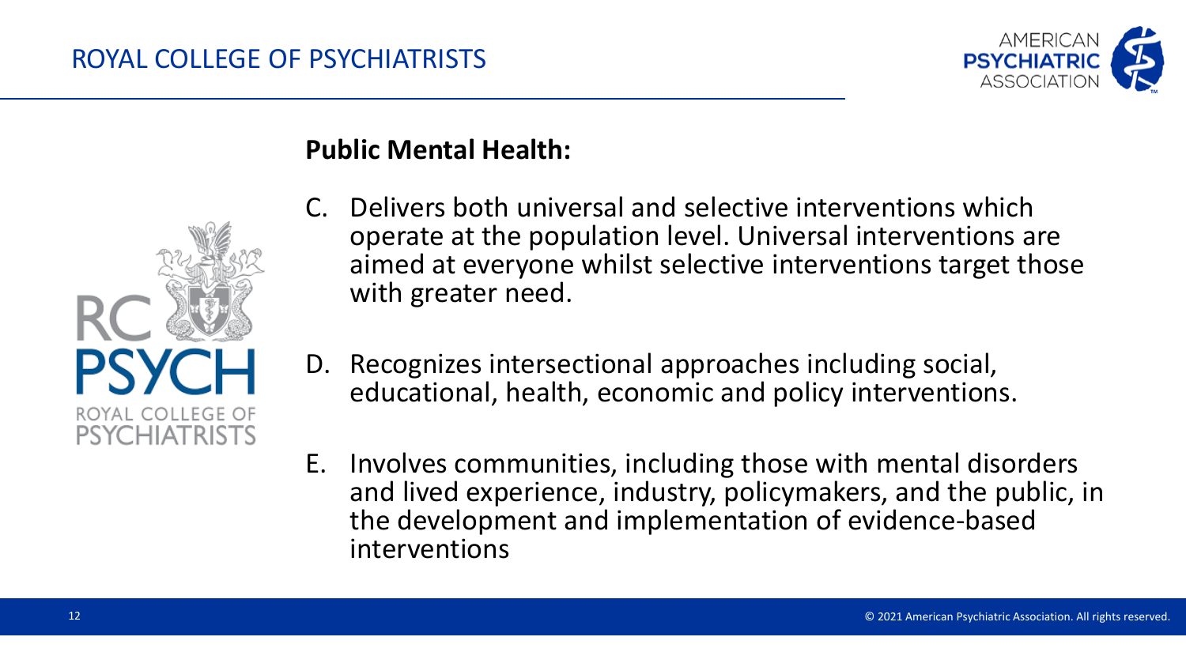## ROYAL COLLEGE OF PSYCHIATRISTS

**Public Mental Health:**

C. Delivers both universal and selective interventions which operate at the population level. Universal interventions are aimed at everyone whilst selective interventions target those with greater need.

D. Recognizes intersectional approaches including social, educational, health, economic and policy interventions.

E. Involves communities, including those with mental disorders and lived experience, industry, policymakers, and the public, in the development and implementation of evidence-based interventions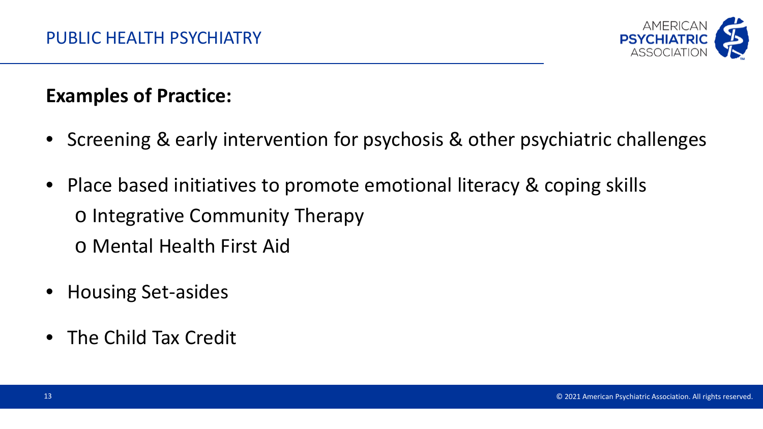## Examples of Practice:

- Screening & early intervention for psychosis & other psychiatric challenges
- Place based initiatives to promote emotional literacy & coping skills
  - Integrative Community Therapy
  - Mental Health First Aid
- Housing Set-asides
- The Child Tax Credit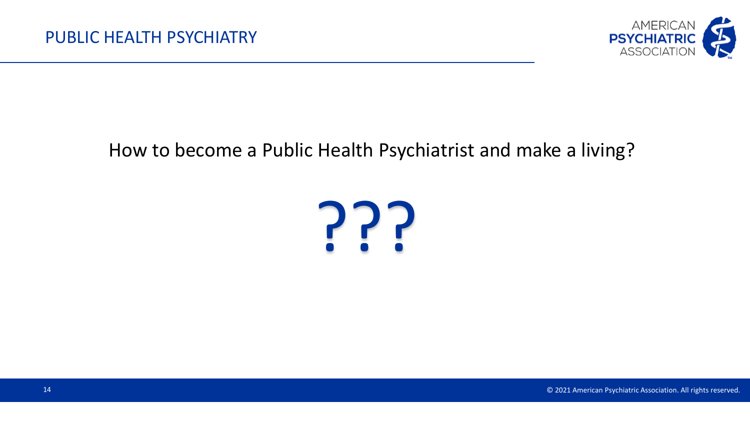How to become a Public Health Psychiatrist and make a living?

???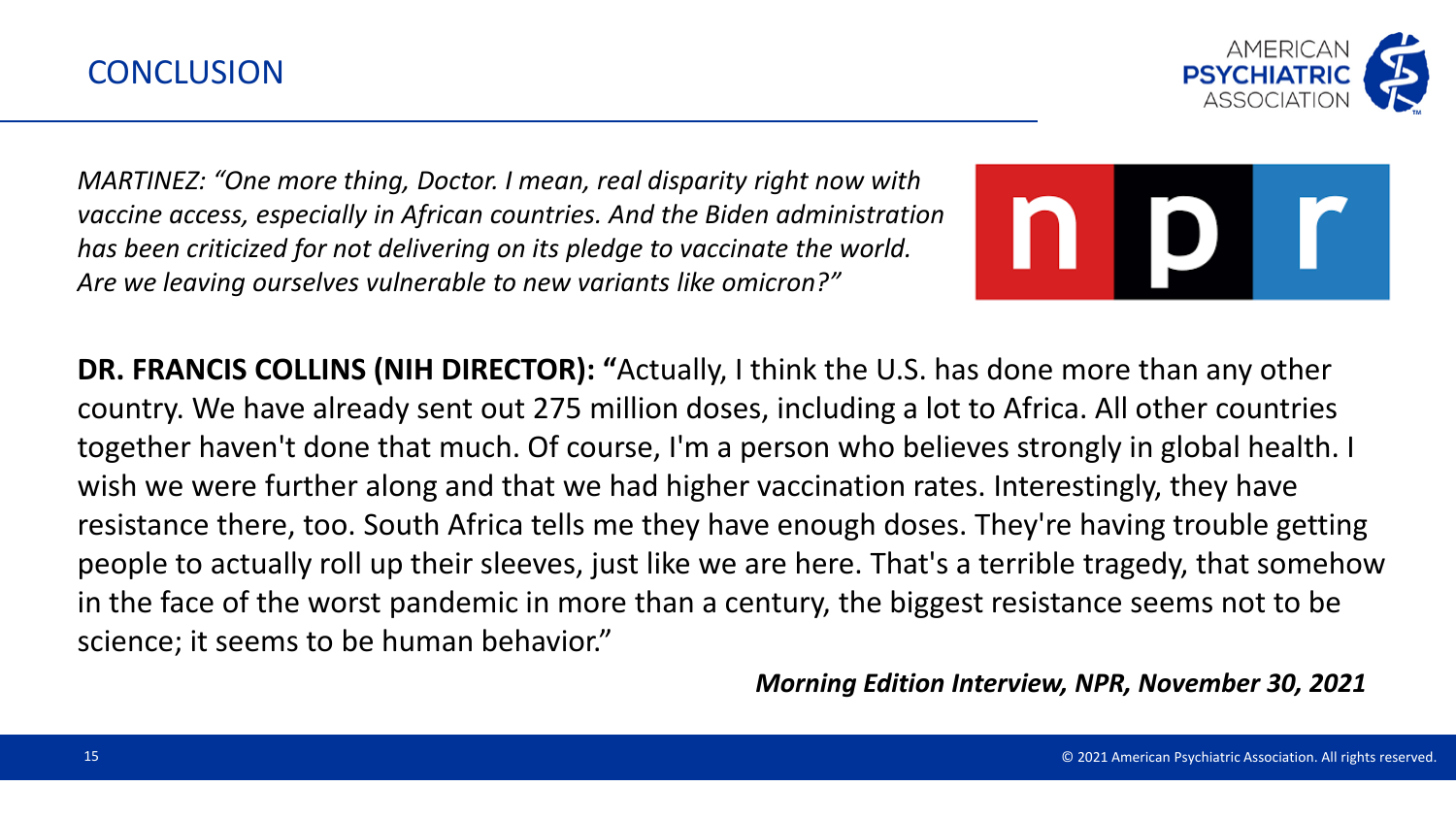# CONCLUSION

*MARTINEZ: "One more thing, Doctor. I mean, real disparity right now with vaccine access, especially in African countries. And the Biden administration has been criticized for not delivering on its pledge to vaccinate the world. Are we leaving ourselves vulnerable to new variants like omicron?"*

**DR. FRANCIS COLLINS (NIH DIRECTOR): "**Actually, I think the U.S. has done more than any other country. We have already sent out 275 million doses, including a lot to Africa. All other countries together haven't done that much. Of course, I'm a person who believes strongly in global health. I wish we were further along and that we had higher vaccination rates. Interestingly, they have resistance there, too. South Africa tells me they have enough doses. They're having trouble getting people to actually roll up their sleeves, just like we are here. That's a terrible tragedy, that somehow in the face of the worst pandemic in more than a century, the biggest resistance seems not to be science; it seems to be human behavior."

***Morning Edition Interview, NPR, November 30, 2021***

© 2021 American Psychiatric Association. All rights reserved.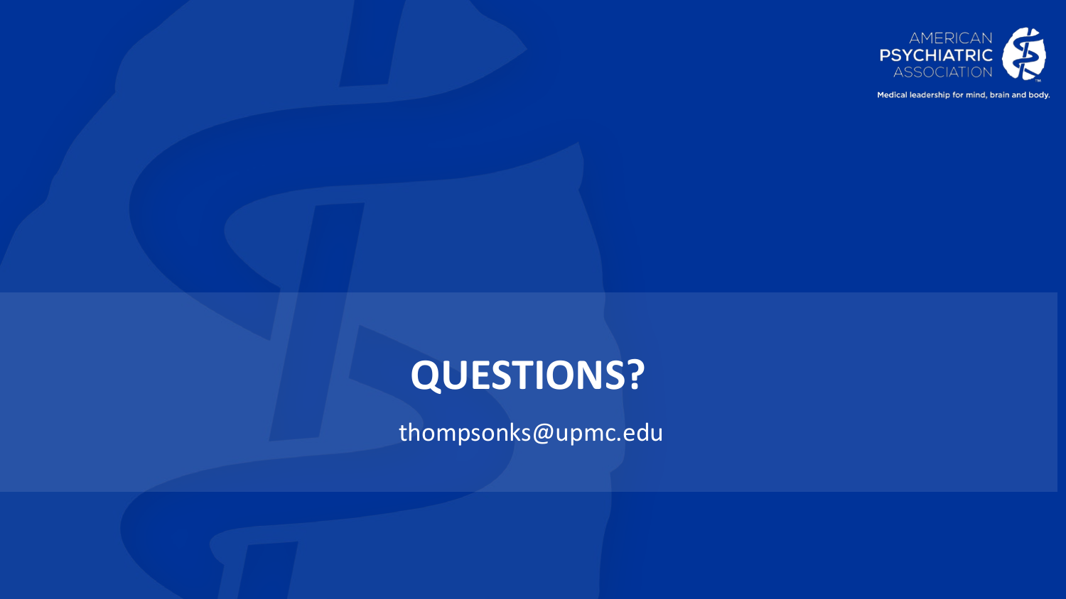# QUESTIONS?

thompsonks@upmc.edu